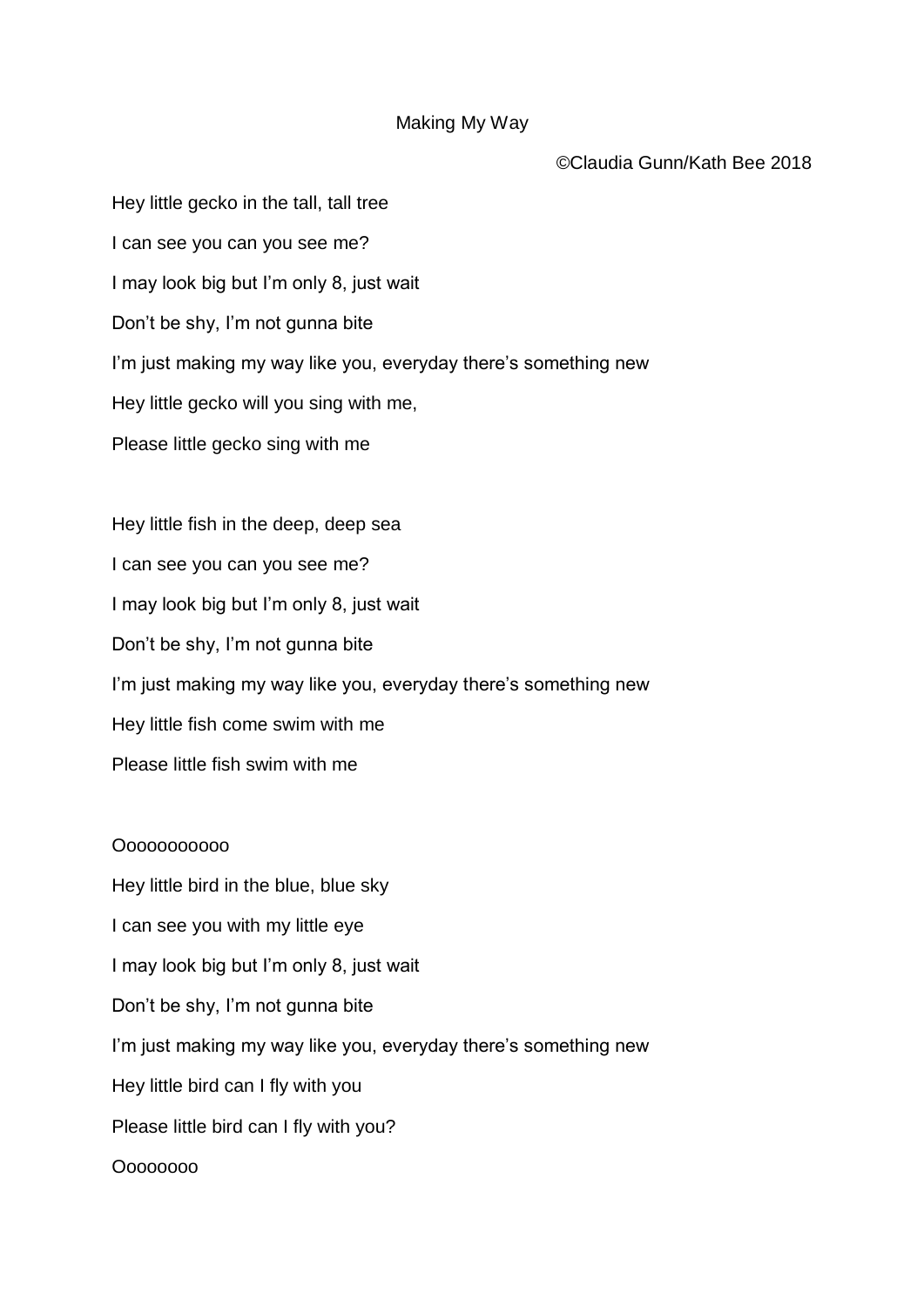# Making My Way

©Claudia Gunn/Kath Bee 2018

Hey little gecko in the tall, tall tree

I can see you can you see me?

I may look big but I'm only 8, just wait

Don't be shy, I'm not gunna bite

I'm just making my way like you, everyday there's something new

Hey little gecko will you sing with me,

Please little gecko sing with me

Hey little fish in the deep, deep sea

I can see you can you see me?

I may look big but I'm only 8, just wait

Don't be shy, I'm not gunna bite

I'm just making my way like you, everyday there's something new

Hey little fish come swim with me

Please little fish swim with me

Oooooooooo

Hey little bird in the blue, blue sky

I can see you with my little eye

I may look big but I'm only 8, just wait

Don't be shy, I'm not gunna bite

I'm just making my way like you, everyday there's something new

Hey little bird can I fly with you

Please little bird can I fly with you?

Ooooooo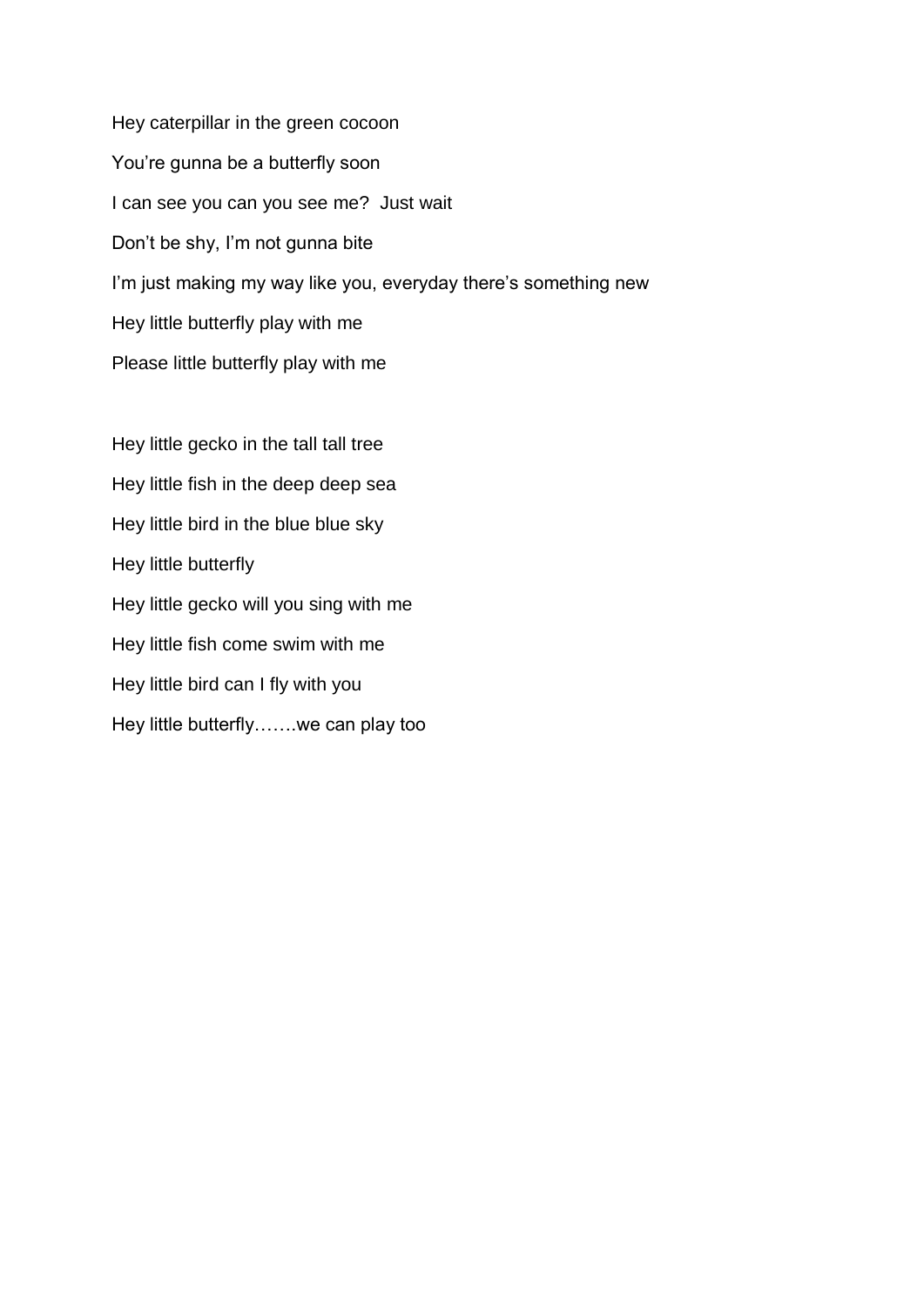Hey caterpillar in the green cocoon

You're gunna be a butterfly soon

I can see you can you see me?  Just wait

Don't be shy, I'm not gunna bite

I'm just making my way like you, everyday there's something new

Hey little butterfly play with me

Please little butterfly play with me

Hey little gecko in the tall tall tree

Hey little fish in the deep deep sea

Hey little bird in the blue blue sky

Hey little butterfly

Hey little gecko will you sing with me

Hey little fish come swim with me

Hey little bird can I fly with you

Hey little butterfly…….we can play too